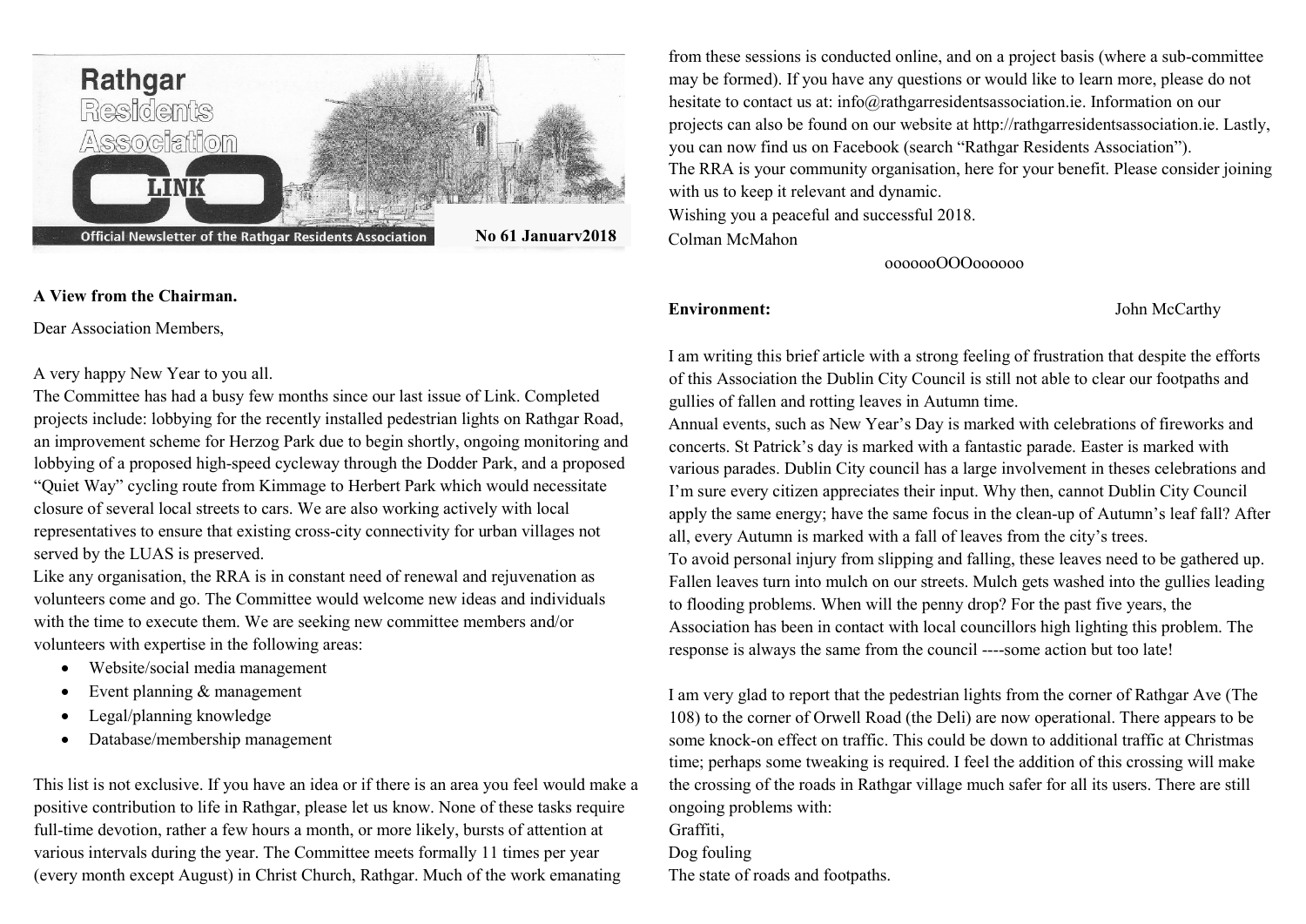# Rathgar Residents Association LINK

Official Newsletter of the Rathgar Residents Association

**No 61 Januarv2018**

**A View from the Chairman.**

Dear Association Members,

A very happy New Year to you all.

The Committee has had a busy few months since our last issue of Link. Completed projects include: lobbying for the recently installed pedestrian lights on Rathgar Road, an improvement scheme for Herzog Park due to begin shortly, ongoing monitoring and lobbying of a proposed high-speed cycleway through the Dodder Park, and a proposed "Quiet Way" cycling route from Kimmage to Herbert Park which would necessitate closure of several local streets to cars. We are also working actively with local representatives to ensure that existing cross-city connectivity for urban villages not served by the LUAS is preserved.

Like any organisation, the RRA is in constant need of renewal and rejuvenation as volunteers come and go. The Committee would welcome new ideas and individuals with the time to execute them. We are seeking new committee members and/or volunteers with expertise in the following areas:

- Website/social media management
- Event planning & management
- Legal/planning knowledge
- Database/membership management

This list is not exclusive. If you have an idea or if there is an area you feel would make a positive contribution to life in Rathgar, please let us know. None of these tasks require full-time devotion, rather a few hours a month, or more likely, bursts of attention at various intervals during the year. The Committee meets formally 11 times per year (every month except August) in Christ Church, Rathgar. Much of the work emanating from these sessions is conducted online, and on a project basis (where a sub-committee may be formed). If you have any questions or would like to learn more, please do not hesitate to contact us at: info@rathgarresidentsassociation.ie. Information on our projects can also be found on our website at http://rathgarresidentsassociation.ie. Lastly, you can now find us on Facebook (search "Rathgar Residents Association").

The RRA is your community organisation, here for your benefit. Please consider joining with us to keep it relevant and dynamic.

Wishing you a peaceful and successful 2018.

Colman McMahon

ooooooOOOoooooo

**Environment:** John McCarthy

I am writing this brief article with a strong feeling of frustration that despite the efforts of this Association the Dublin City Council is still not able to clear our footpaths and gullies of fallen and rotting leaves in Autumn time.

Annual events, such as New Year's Day is marked with celebrations of fireworks and concerts. St Patrick's day is marked with a fantastic parade. Easter is marked with various parades. Dublin City council has a large involvement in theses celebrations and I'm sure every citizen appreciates their input. Why then, cannot Dublin City Council apply the same energy; have the same focus in the clean-up of Autumn's leaf fall? After all, every Autumn is marked with a fall of leaves from the city's trees.

To avoid personal injury from slipping and falling, these leaves need to be gathered up. Fallen leaves turn into mulch on our streets. Mulch gets washed into the gullies leading to flooding problems. When will the penny drop? For the past five years, the Association has been in contact with local councillors high lighting this problem. The response is always the same from the council ----some action but too late!

I am very glad to report that the pedestrian lights from the corner of Rathgar Ave (The 108) to the corner of Orwell Road (the Deli) are now operational. There appears to be some knock-on effect on traffic. This could be down to additional traffic at Christmas time; perhaps some tweaking is required. I feel the addition of this crossing will make the crossing of the roads in Rathgar village much safer for all its users. There are still ongoing problems with:

Graffiti,

Dog fouling

The state of roads and footpaths.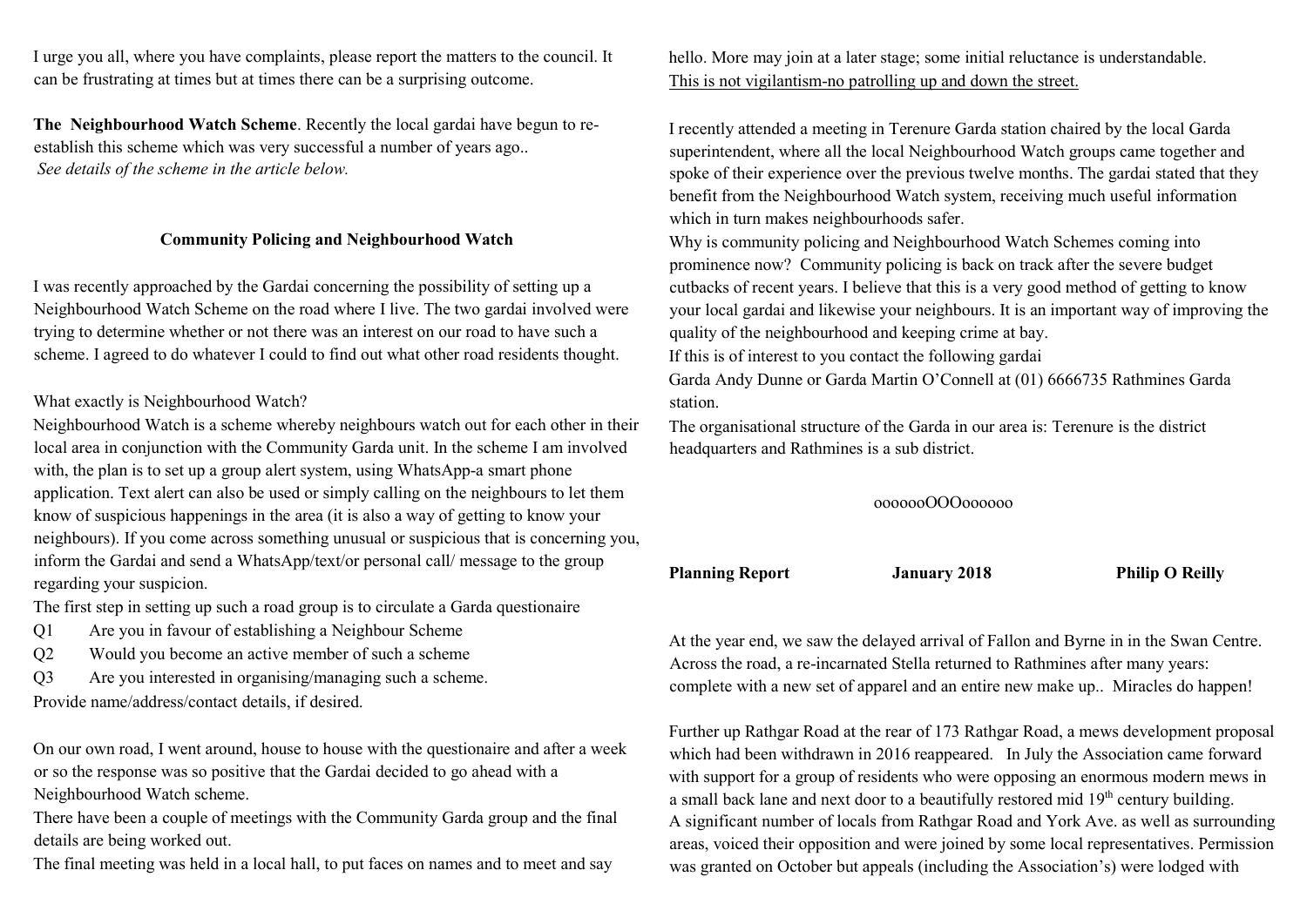I urge you all, where you have complaints, please report the matters to the council. It can be frustrating at times but at times there can be a surprising outcome.

**The Neighbourhood Watch Scheme**. Recently the local gardai have begun to re-establish this scheme which was very successful a number of years ago..
*See details of the scheme in the article below.*

### Community Policing and Neighbourhood Watch

I was recently approached by the Gardai concerning the possibility of setting up a Neighbourhood Watch Scheme on the road where I live. The two gardai involved were trying to determine whether or not there was an interest on our road to have such a scheme. I agreed to do whatever I could to find out what other road residents thought.

What exactly is Neighbourhood Watch?
Neighbourhood Watch is a scheme whereby neighbours watch out for each other in their local area in conjunction with the Community Garda unit. In the scheme I am involved with, the plan is to set up a group alert system, using WhatsApp-a smart phone application. Text alert can also be used or simply calling on the neighbours to let them know of suspicious happenings in the area (it is also a way of getting to know your neighbours). If you come across something unusual or suspicious that is concerning you, inform the Gardai and send a WhatsApp/text/or personal call/ message to the group regarding your suspicion.
The first step in setting up such a road group is to circulate a Garda questionaire
Q1 Are you in favour of establishing a Neighbour Scheme
Q2 Would you become an active member of such a scheme
Q3 Are you interested in organising/managing such a scheme.
Provide name/address/contact details, if desired.

On our own road, I went around, house to house with the questionaire and after a week or so the response was so positive that the Gardai decided to go ahead with a Neighbourhood Watch scheme.
There have been a couple of meetings with the Community Garda group and the final details are being worked out.
The final meeting was held in a local hall, to put faces on names and to meet and say hello. More may join at a later stage; some initial reluctance is understandable.
<u>This is not vigilantism-no patrolling up and down the street.</u>

I recently attended a meeting in Terenure Garda station chaired by the local Garda superintendent, where all the local Neighbourhood Watch groups came together and spoke of their experience over the previous twelve months. The gardai stated that they benefit from the Neighbourhood Watch system, receiving much useful information which in turn makes neighbourhoods safer.
Why is community policing and Neighbourhood Watch Schemes coming into prominence now? Community policing is back on track after the severe budget cutbacks of recent years. I believe that this is a very good method of getting to know your local gardai and likewise your neighbours. It is an important way of improving the quality of the neighbourhood and keeping crime at bay.
If this is of interest to you contact the following gardai
Garda Andy Dunne or Garda Martin O'Connell at (01) 6666735 Rathmines Garda station.
The organisational structure of the Garda in our area is: Terenure is the district headquarters and Rathmines is a sub district.

ooooooOOOoooooo

**Planning Report** **January 2018** **Philip O Reilly**

At the year end, we saw the delayed arrival of Fallon and Byrne in in the Swan Centre. Across the road, a re-incarnated Stella returned to Rathmines after many years: complete with a new set of apparel and an entire new make up.. Miracles do happen!

Further up Rathgar Road at the rear of 173 Rathgar Road, a mews development proposal which had been withdrawn in 2016 reappeared. In July the Association came forward with support for a group of residents who were opposing an enormous modern mews in a small back lane and next door to a beautifully restored mid 19th century building.
A significant number of locals from Rathgar Road and York Ave. as well as surrounding areas, voiced their opposition and were joined by some local representatives. Permission was granted on October but appeals (including the Association's) were lodged with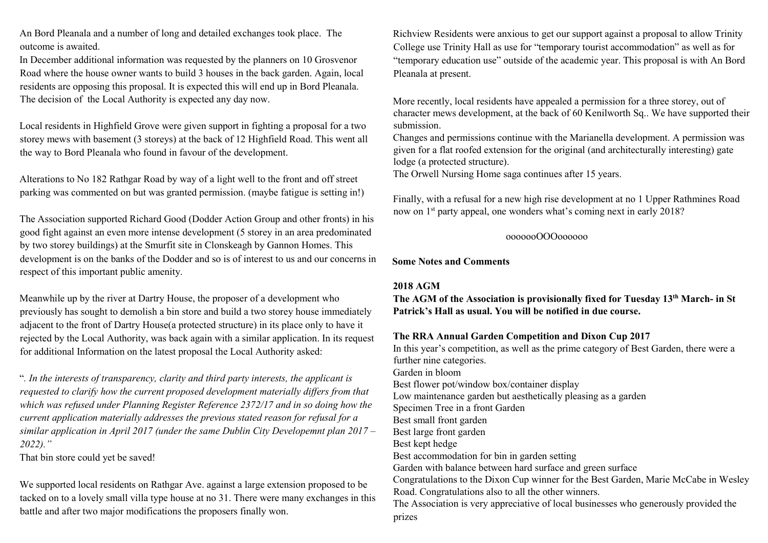An Bord Pleanala and a number of long and detailed exchanges took place. The outcome is awaited.

In December additional information was requested by the planners on 10 Grosvenor Road where the house owner wants to build 3 houses in the back garden. Again, local residents are opposing this proposal. It is expected this will end up in Bord Pleanala. The decision of the Local Authority is expected any day now.

Local residents in Highfield Grove were given support in fighting a proposal for a two storey mews with basement (3 storeys) at the back of 12 Highfield Road. This went all the way to Bord Pleanala who found in favour of the development.

Alterations to No 182 Rathgar Road by way of a light well to the front and off street parking was commented on but was granted permission. (maybe fatigue is setting in!)

The Association supported Richard Good (Dodder Action Group and other fronts) in his good fight against an even more intense development (5 storey in an area predominated by two storey buildings) at the Smurfit site in Clonskeagh by Gannon Homes. This development is on the banks of the Dodder and so is of interest to us and our concerns in respect of this important public amenity.

Meanwhile up by the river at Dartry House, the proposer of a development who previously has sought to demolish a bin store and build a two storey house immediately adjacent to the front of Dartry House(a protected structure) in its place only to have it rejected by the Local Authority, was back again with a similar application. In its request for additional Information on the latest proposal the Local Authority asked:

"*. In the interests of transparency, clarity and third party interests, the applicant is requested to clarify how the current proposed development materially differs from that which was refused under Planning Register Reference 2372/17 and in so doing how the current application materially addresses the previous stated reason for refusal for a similar application in April 2017 (under the same Dublin City Developemnt plan 2017 – 2022).*"

That bin store could yet be saved!

We supported local residents on Rathgar Ave. against a large extension proposed to be tacked on to a lovely small villa type house at no 31. There were many exchanges in this battle and after two major modifications the proposers finally won.

Richview Residents were anxious to get our support against a proposal to allow Trinity College use Trinity Hall as use for "temporary tourist accommodation" as well as for "temporary education use" outside of the academic year. This proposal is with An Bord Pleanala at present.

More recently, local residents have appealed a permission for a three storey, out of character mews development, at the back of 60 Kenilworth Sq.. We have supported their submission.

Changes and permissions continue with the Marianella development. A permission was given for a flat roofed extension for the original (and architecturally interesting) gate lodge (a protected structure).

The Orwell Nursing Home saga continues after 15 years.

Finally, with a refusal for a new high rise development at no 1 Upper Rathmines Road now on 1st party appeal, one wonders what's coming next in early 2018?

ooooooOOOoooooo

**Some Notes and Comments**

**2018 AGM**

**The AGM of the Association is provisionally fixed for Tuesday 13th March- in St Patrick's Hall as usual. You will be notified in due course.**

**The RRA Annual Garden Competition and Dixon Cup 2017**

In this year's competition, as well as the prime category of Best Garden, there were a further nine categories.

Garden in bloom
Best flower pot/window box/container display
Low maintenance garden but aesthetically pleasing as a garden
Specimen Tree in a front Garden
Best small front garden
Best large front garden
Best kept hedge
Best accommodation for bin in garden setting
Garden with balance between hard surface and green surface

Congratulations to the Dixon Cup winner for the Best Garden, Marie McCabe in Wesley Road. Congratulations also to all the other winners.

The Association is very appreciative of local businesses who generously provided the prizes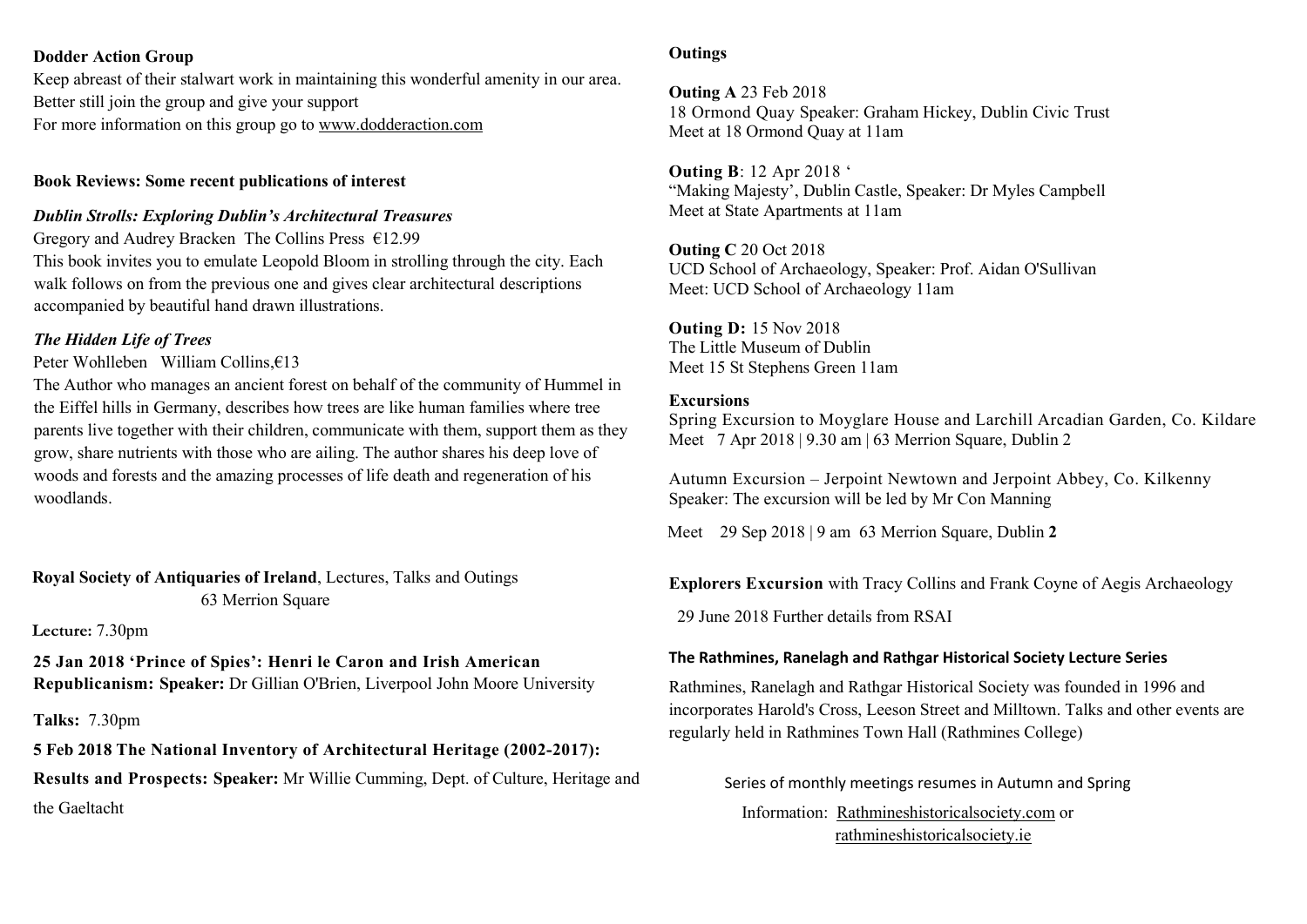**Dodder Action Group**

Keep abreast of their stalwart work in maintaining this wonderful amenity in our area. Better still join the group and give your support

For more information on this group go to www.dodderaction.com

**Book Reviews: Some recent publications of interest**

***Dublin Strolls: Exploring Dublin's Architectural Treasures***

Gregory and Audrey Bracken The Collins Press €12.99

This book invites you to emulate Leopold Bloom in strolling through the city. Each walk follows on from the previous one and gives clear architectural descriptions accompanied by beautiful hand drawn illustrations.

***The Hidden Life of Trees***

Peter Wohlleben William Collins,€13

The Author who manages an ancient forest on behalf of the community of Hummel in the Eiffel hills in Germany, describes how trees are like human families where tree parents live together with their children, communicate with them, support them as they grow, share nutrients with those who are ailing. The author shares his deep love of woods and forests and the amazing processes of life death and regeneration of his woodlands.

**Royal Society of Antiquaries of Ireland**, Lectures, Talks and Outings
63 Merrion Square

**Lecture:** 7.30pm

**25 Jan 2018 'Prince of Spies': Henri le Caron and Irish American Republicanism: Speaker:** Dr Gillian O'Brien, Liverpool John Moore University

**Talks:** 7.30pm

**5 Feb 2018 The National Inventory of Architectural Heritage (2002-2017): Results and Prospects: Speaker:** Mr Willie Cumming, Dept. of Culture, Heritage and the Gaeltacht

**Outings**

**Outing A** 23 Feb 2018
18 Ormond Quay Speaker: Graham Hickey, Dublin Civic Trust
Meet at 18 Ormond Quay at 11am

**Outing B**: 12 Apr 2018 '
"Making Majesty', Dublin Castle, Speaker: Dr Myles Campbell
Meet at State Apartments at 11am

**Outing C** 20 Oct 2018
UCD School of Archaeology, Speaker: Prof. Aidan O'Sullivan
Meet: UCD School of Archaeology 11am

**Outing D:** 15 Nov 2018
The Little Museum of Dublin
Meet 15 St Stephens Green 11am

**Excursions**

Spring Excursion to Moyglare House and Larchill Arcadian Garden, Co. Kildare
Meet 7 Apr 2018 | 9.30 am | 63 Merrion Square, Dublin 2

Autumn Excursion – Jerpoint Newtown and Jerpoint Abbey, Co. Kilkenny
Speaker: The excursion will be led by Mr Con Manning

Meet 29 Sep 2018 | 9 am 63 Merrion Square, Dublin **2**

**Explorers Excursion** with Tracy Collins and Frank Coyne of Aegis Archaeology

29 June 2018 Further details from RSAI

**The Rathmines, Ranelagh and Rathgar Historical Society Lecture Series**

Rathmines, Ranelagh and Rathgar Historical Society was founded in 1996 and incorporates Harold's Cross, Leeson Street and Milltown. Talks and other events are regularly held in Rathmines Town Hall (Rathmines College)

Series of monthly meetings resumes in Autumn and Spring

Information: Rathmineshistoricalsociety.com or rathmineshistoricalsociety.ie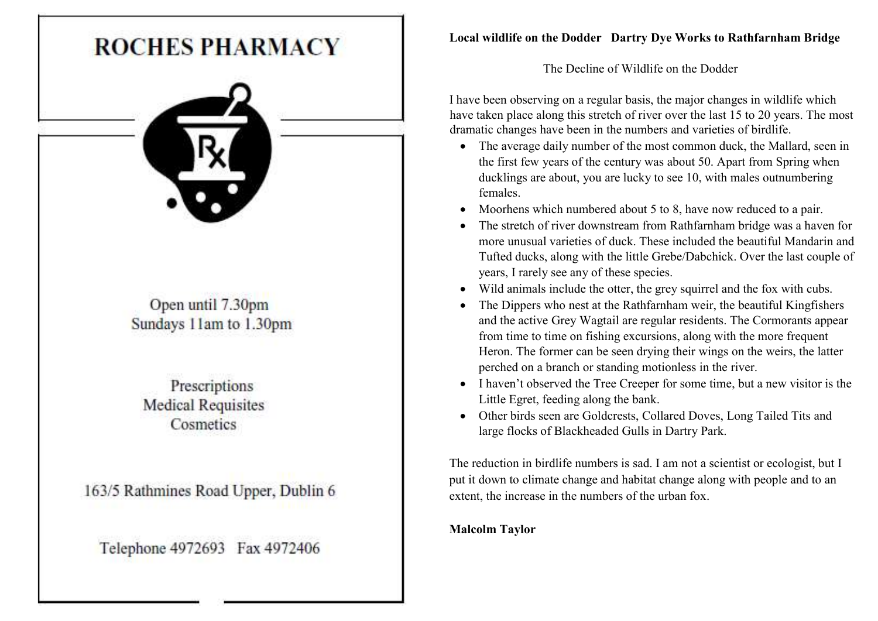# ROCHES PHARMACY

Open until 7.30pm
Sundays 11am to 1.30pm

Prescriptions
Medical Requisites
Cosmetics

163/5 Rathmines Road Upper, Dublin 6

Telephone 4972693 Fax 4972406

**Local wildlife on the Dodder Dartry Dye Works to Rathfarnham Bridge**

## The Decline of Wildlife on the Dodder

I have been observing on a regular basis, the major changes in wildlife which have taken place along this stretch of river over the last 15 to 20 years. The most dramatic changes have been in the numbers and varieties of birdlife.

- The average daily number of the most common duck, the Mallard, seen in the first few years of the century was about 50. Apart from Spring when ducklings are about, you are lucky to see 10, with males outnumbering females.
- Moorhens which numbered about 5 to 8, have now reduced to a pair.
- The stretch of river downstream from Rathfarnham bridge was a haven for more unusual varieties of duck. These included the beautiful Mandarin and Tufted ducks, along with the little Grebe/Dabchick. Over the last couple of years, I rarely see any of these species.
- Wild animals include the otter, the grey squirrel and the fox with cubs.
- The Dippers who nest at the Rathfarnham weir, the beautiful Kingfishers and the active Grey Wagtail are regular residents. The Cormorants appear from time to time on fishing excursions, along with the more frequent Heron. The former can be seen drying their wings on the weirs, the latter perched on a branch or standing motionless in the river.
- I haven't observed the Tree Creeper for some time, but a new visitor is the Little Egret, feeding along the bank.
- Other birds seen are Goldcrests, Collared Doves, Long Tailed Tits and large flocks of Blackheaded Gulls in Dartry Park.

The reduction in birdlife numbers is sad. I am not a scientist or ecologist, but I put it down to climate change and habitat change along with people and to an extent, the increase in the numbers of the urban fox.

**Malcolm Taylor**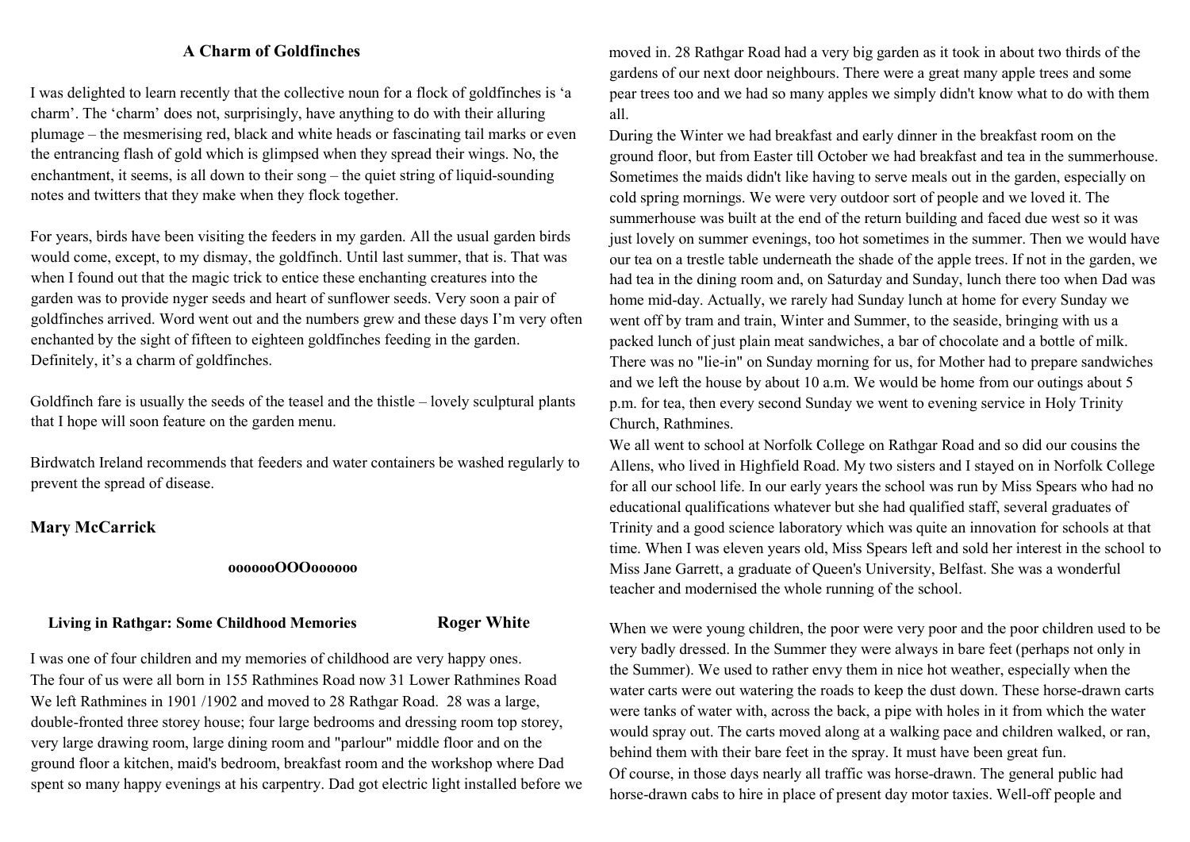## A Charm of Goldfinches

I was delighted to learn recently that the collective noun for a flock of goldfinches is 'a charm'. The 'charm' does not, surprisingly, have anything to do with their alluring plumage – the mesmerising red, black and white heads or fascinating tail marks or even the entrancing flash of gold which is glimpsed when they spread their wings. No, the enchantment, it seems, is all down to their song – the quiet string of liquid-sounding notes and twitters that they make when they flock together.

For years, birds have been visiting the feeders in my garden. All the usual garden birds would come, except, to my dismay, the goldfinch. Until last summer, that is. That was when I found out that the magic trick to entice these enchanting creatures into the garden was to provide nyger seeds and heart of sunflower seeds. Very soon a pair of goldfinches arrived. Word went out and the numbers grew and these days I'm very often enchanted by the sight of fifteen to eighteen goldfinches feeding in the garden. Definitely, it's a charm of goldfinches.

Goldfinch fare is usually the seeds of the teasel and the thistle – lovely sculptural plants that I hope will soon feature on the garden menu.

Birdwatch Ireland recommends that feeders and water containers be washed regularly to prevent the spread of disease.

**Mary McCarrick**

**ooooooOOOoooooo**

## Living in Rathgar: Some Childhood Memories — Roger White

I was one of four children and my memories of childhood are very happy ones.
The four of us were all born in 155 Rathmines Road now 31 Lower Rathmines Road
We left Rathmines in 1901 /1902 and moved to 28 Rathgar Road. 28 was a large, double-fronted three storey house; four large bedrooms and dressing room top storey, very large drawing room, large dining room and "parlour" middle floor and on the ground floor a kitchen, maid's bedroom, breakfast room and the workshop where Dad spent so many happy evenings at his carpentry. Dad got electric light installed before we moved in. 28 Rathgar Road had a very big garden as it took in about two thirds of the gardens of our next door neighbours. There were a great many apple trees and some pear trees too and we had so many apples we simply didn't know what to do with them all.

During the Winter we had breakfast and early dinner in the breakfast room on the ground floor, but from Easter till October we had breakfast and tea in the summerhouse. Sometimes the maids didn't like having to serve meals out in the garden, especially on cold spring mornings. We were very outdoor sort of people and we loved it. The summerhouse was built at the end of the return building and faced due west so it was just lovely on summer evenings, too hot sometimes in the summer. Then we would have our tea on a trestle table underneath the shade of the apple trees. If not in the garden, we had tea in the dining room and, on Saturday and Sunday, lunch there too when Dad was home mid-day. Actually, we rarely had Sunday lunch at home for every Sunday we went off by tram and train, Winter and Summer, to the seaside, bringing with us a packed lunch of just plain meat sandwiches, a bar of chocolate and a bottle of milk. There was no "lie-in" on Sunday morning for us, for Mother had to prepare sandwiches and we left the house by about 10 a.m. We would be home from our outings about 5 p.m. for tea, then every second Sunday we went to evening service in Holy Trinity Church, Rathmines.

We all went to school at Norfolk College on Rathgar Road and so did our cousins the Allens, who lived in Highfield Road. My two sisters and I stayed on in Norfolk College for all our school life. In our early years the school was run by Miss Spears who had no educational qualifications whatever but she had qualified staff, several graduates of Trinity and a good science laboratory which was quite an innovation for schools at that time. When I was eleven years old, Miss Spears left and sold her interest in the school to Miss Jane Garrett, a graduate of Queen's University, Belfast. She was a wonderful teacher and modernised the whole running of the school.

When we were young children, the poor were very poor and the poor children used to be very badly dressed. In the Summer they were always in bare feet (perhaps not only in the Summer). We used to rather envy them in nice hot weather, especially when the water carts were out watering the roads to keep the dust down. These horse-drawn carts were tanks of water with, across the back, a pipe with holes in it from which the water would spray out. The carts moved along at a walking pace and children walked, or ran, behind them with their bare feet in the spray. It must have been great fun.

Of course, in those days nearly all traffic was horse-drawn. The general public had horse-drawn cabs to hire in place of present day motor taxies. Well-off people and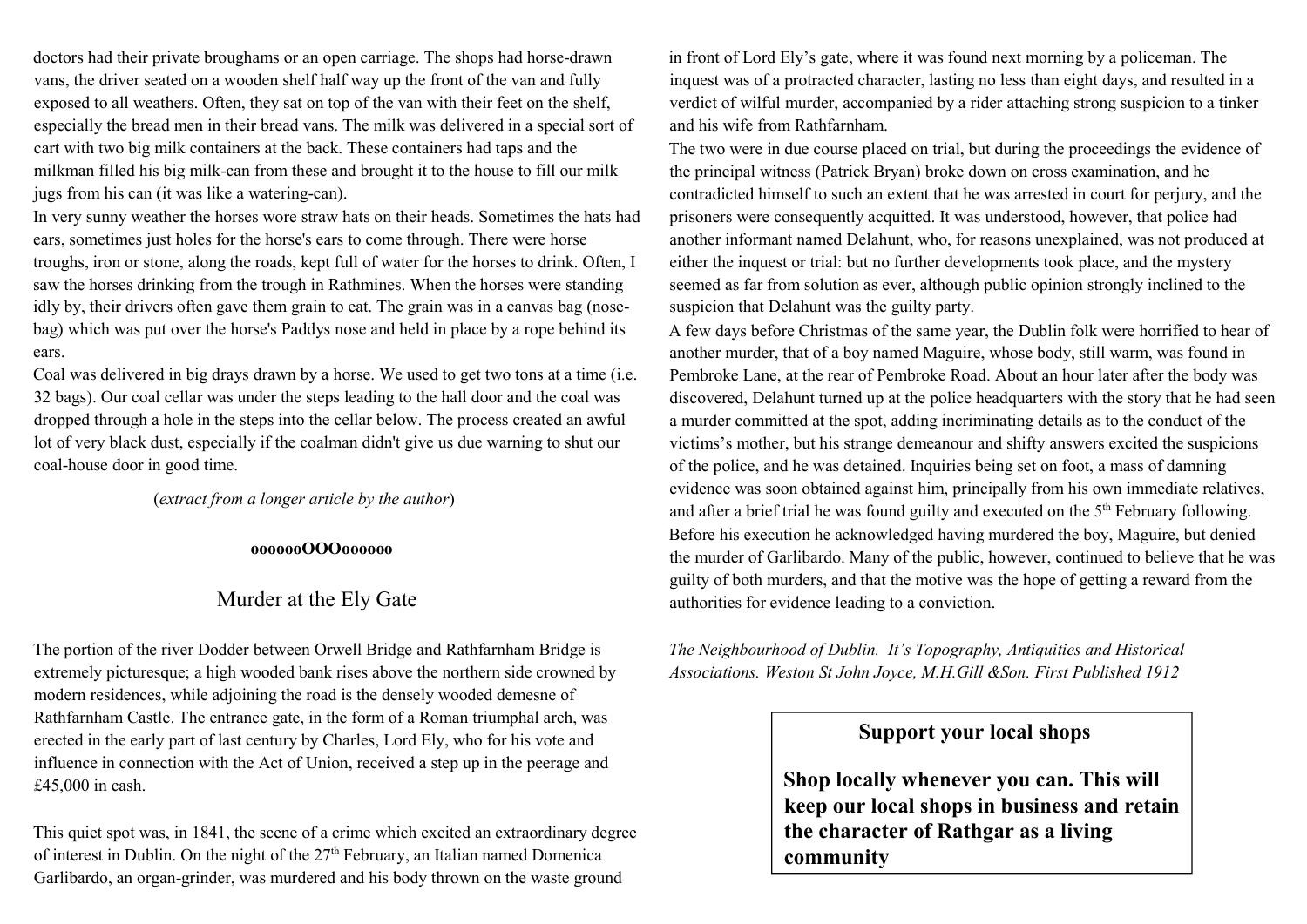doctors had their private broughams or an open carriage. The shops had horse-drawn vans, the driver seated on a wooden shelf half way up the front of the van and fully exposed to all weathers. Often, they sat on top of the van with their feet on the shelf, especially the bread men in their bread vans. The milk was delivered in a special sort of cart with two big milk containers at the back. These containers had taps and the milkman filled his big milk-can from these and brought it to the house to fill our milk jugs from his can (it was like a watering-can).

In very sunny weather the horses wore straw hats on their heads. Sometimes the hats had ears, sometimes just holes for the horse's ears to come through. There were horse troughs, iron or stone, along the roads, kept full of water for the horses to drink. Often, I saw the horses drinking from the trough in Rathmines. When the horses were standing idly by, their drivers often gave them grain to eat. The grain was in a canvas bag (nose-bag) which was put over the horse's Paddys nose and held in place by a rope behind its ears.

Coal was delivered in big drays drawn by a horse. We used to get two tons at a time (i.e. 32 bags). Our coal cellar was under the steps leading to the hall door and the coal was dropped through a hole in the steps into the cellar below. The process created an awful lot of very black dust, especially if the coalman didn't give us due warning to shut our coal-house door in good time.

(*extract from a longer article by the author*)

**ooooooOOOoooooo**

## Murder at the Ely Gate

The portion of the river Dodder between Orwell Bridge and Rathfarnham Bridge is extremely picturesque; a high wooded bank rises above the northern side crowned by modern residences, while adjoining the road is the densely wooded demesne of Rathfarnham Castle. The entrance gate, in the form of a Roman triumphal arch, was erected in the early part of last century by Charles, Lord Ely, who for his vote and influence in connection with the Act of Union, received a step up in the peerage and £45,000 in cash.

This quiet spot was, in 1841, the scene of a crime which excited an extraordinary degree of interest in Dublin. On the night of the 27th February, an Italian named Domenica Garlibardo, an organ-grinder, was murdered and his body thrown on the waste ground in front of Lord Ely's gate, where it was found next morning by a policeman. The inquest was of a protracted character, lasting no less than eight days, and resulted in a verdict of wilful murder, accompanied by a rider attaching strong suspicion to a tinker and his wife from Rathfarnham.

The two were in due course placed on trial, but during the proceedings the evidence of the principal witness (Patrick Bryan) broke down on cross examination, and he contradicted himself to such an extent that he was arrested in court for perjury, and the prisoners were consequently acquitted. It was understood, however, that police had another informant named Delahunt, who, for reasons unexplained, was not produced at either the inquest or trial: but no further developments took place, and the mystery seemed as far from solution as ever, although public opinion strongly inclined to the suspicion that Delahunt was the guilty party.

A few days before Christmas of the same year, the Dublin folk were horrified to hear of another murder, that of a boy named Maguire, whose body, still warm, was found in Pembroke Lane, at the rear of Pembroke Road. About an hour later after the body was discovered, Delahunt turned up at the police headquarters with the story that he had seen a murder committed at the spot, adding incriminating details as to the conduct of the victims's mother, but his strange demeanour and shifty answers excited the suspicions of the police, and he was detained. Inquiries being set on foot, a mass of damning evidence was soon obtained against him, principally from his own immediate relatives, and after a brief trial he was found guilty and executed on the 5th February following. Before his execution he acknowledged having murdered the boy, Maguire, but denied the murder of Garlibardo. Many of the public, however, continued to believe that he was guilty of both murders, and that the motive was the hope of getting a reward from the authorities for evidence leading to a conviction.

*The Neighbourhood of Dublin. It's Topography, Antiquities and Historical Associations. Weston St John Joyce, M.H.Gill &Son. First Published 1912*

**Support your local shops**

**Shop locally whenever you can. This will keep our local shops in business and retain the character of Rathgar as a living community**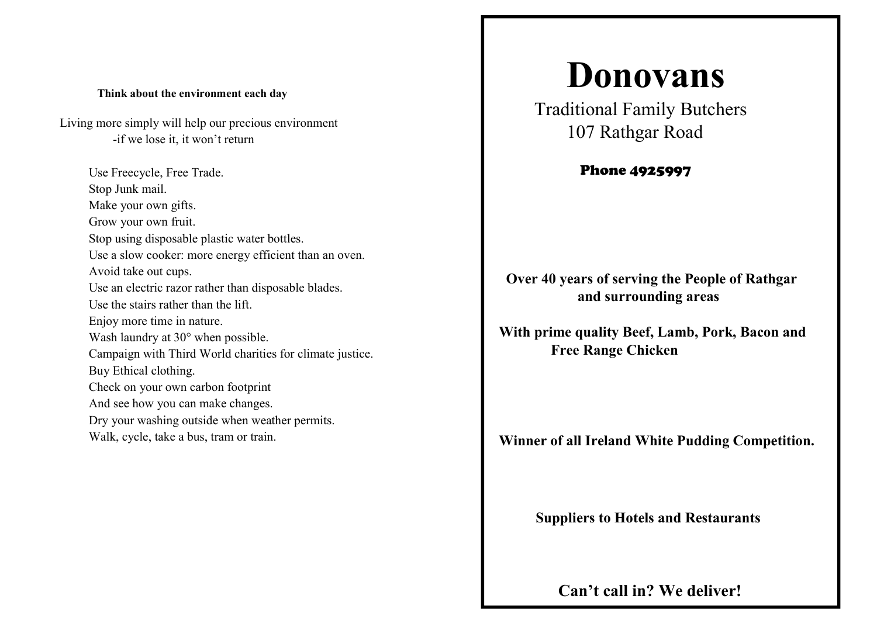**Think about the environment each day**

Living more simply will help our precious environment
-if we lose it, it won't return

Use Freecycle, Free Trade.
Stop Junk mail.
Make your own gifts.
Grow your own fruit.
Stop using disposable plastic water bottles.
Use a slow cooker: more energy efficient than an oven.
Avoid take out cups.
Use an electric razor rather than disposable blades.
Use the stairs rather than the lift.
Enjoy more time in nature.
Wash laundry at 30° when possible.
Campaign with Third World charities for climate justice.
Buy Ethical clothing.
Check on your own carbon footprint
And see how you can make changes.
Dry your washing outside when weather permits.
Walk, cycle, take a bus, tram or train.

# Donovans

Traditional Family Butchers
107 Rathgar Road

**Phone 4925997**

**Over 40 years of serving the People of Rathgar and surrounding areas**

**With prime quality Beef, Lamb, Pork, Bacon and Free Range Chicken**

**Winner of all Ireland White Pudding Competition.**

**Suppliers to Hotels and Restaurants**

**Can't call in? We deliver!**